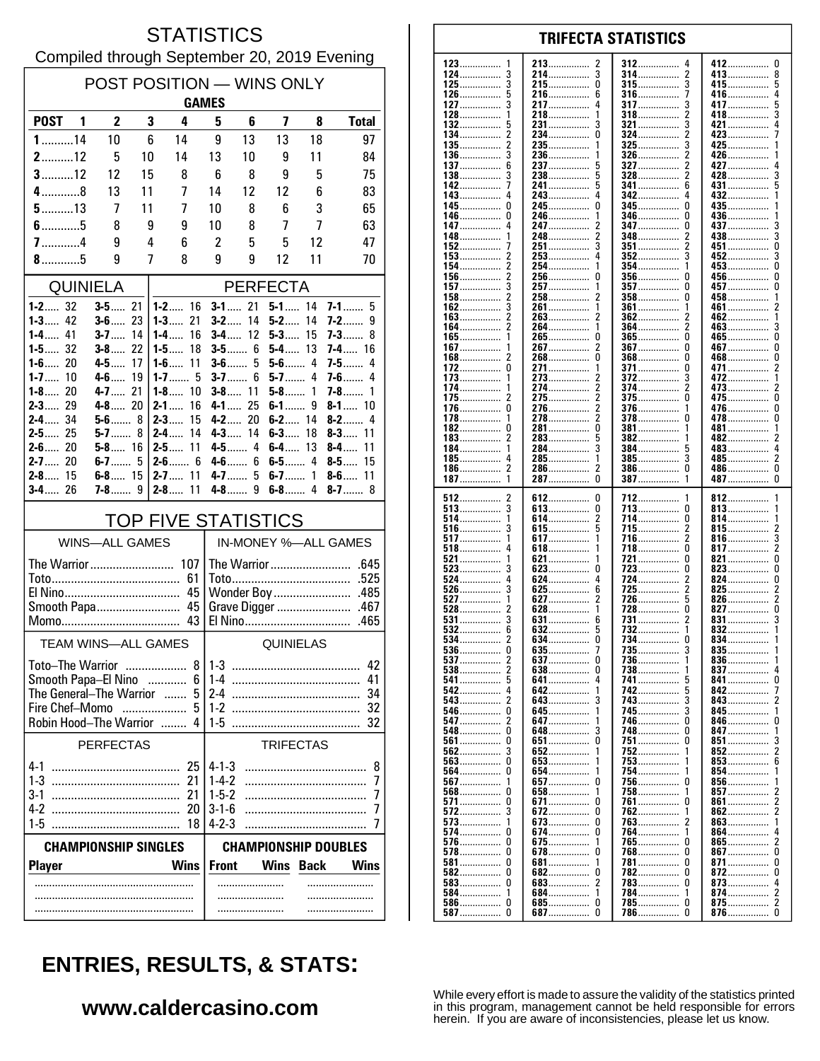# STATISTICS

Compiled through September 20, 2019 Evening

## POST POSITION — WINS ONLY

| POST | GAMES 1 | 2 | 3 | 4 | 5 | 6 | 7 | 8 | Total |
|---|---|---|---|---|---|---|---|---|---|
| 1 | 14 | 10 | 6 | 14 | 9 | 13 | 13 | 18 | 97 |
| 2 | 12 | 5 | 10 | 14 | 13 | 10 | 9 | 11 | 84 |
| 3 | 12 | 12 | 15 | 8 | 6 | 8 | 9 | 5 | 75 |
| 4 | 8 | 13 | 11 | 7 | 14 | 12 | 12 | 6 | 83 |
| 5 | 13 | 7 | 11 | 7 | 10 | 8 | 6 | 3 | 65 |
| 6 | 5 | 8 | 9 | 9 | 10 | 8 | 7 | 7 | 63 |
| 7 | 4 | 9 | 4 | 6 | 2 | 5 | 5 | 12 | 47 |
| 8 | 5 | 9 | 7 | 8 | 9 | 9 | 12 | 11 | 70 |

## QUINIELA

| | | | |
|---|---|---|---|
| 1-2 | 32 | 3-5 | 21 |
| 1-3 | 42 | 3-6 | 23 |
| 1-4 | 41 | 3-7 | 14 |
| 1-5 | 32 | 3-8 | 22 |
| 1-6 | 20 | 4-5 | 17 |
| 1-7 | 10 | 4-6 | 19 |
| 1-8 | 20 | 4-7 | 21 |
| 2-3 | 29 | 4-8 | 20 |
| 2-4 | 34 | 5-6 | 8 |
| 2-5 | 25 | 5-7 | 8 |
| 2-6 | 20 | 5-8 | 16 |
| 2-7 | 20 | 6-7 | 5 |
| 2-8 | 15 | 6-8 | 15 |
| 3-4 | 26 | 7-8 | 9 |

## PERFECTA

| | | | | | | | |
|---|---|---|---|---|---|---|---|
| 1-2 | 16 | 3-1 | 21 | 5-1 | 14 | 7-1 | 5 |
| 1-3 | 21 | 3-2 | 14 | 5-2 | 14 | 7-2 | 9 |
| 1-4 | 16 | 3-4 | 12 | 5-3 | 15 | 7-3 | 8 |
| 1-5 | 18 | 3-5 | 6 | 5-4 | 13 | 7-4 | 16 |
| 1-6 | 11 | 3-6 | 5 | 5-6 | 4 | 7-5 | 4 |
| 1-7 | 5 | 3-7 | 6 | 5-7 | 4 | 7-6 | 4 |
| 1-8 | 10 | 3-8 | 11 | 5-8 | 1 | 7-8 | 1 |
| 2-1 | 16 | 4-1 | 25 | 6-1 | 9 | 8-1 | 10 |
| 2-3 | 15 | 4-2 | 20 | 6-2 | 14 | 8-2 | 4 |
| 2-4 | 14 | 4-3 | 14 | 6-3 | 18 | 8-3 | 11 |
| 2-5 | 11 | 4-5 | 4 | 6-4 | 13 | 8-4 | 11 |
| 2-6 | 6 | 4-6 | 6 | 6-5 | 4 | 8-5 | 15 |
| 2-7 | 11 | 4-7 | 5 | 6-7 | 1 | 8-6 | 11 |
| 2-8 | 11 | 4-8 | 9 | 6-8 | 4 | 8-7 | 8 |

## TOP FIVE STATISTICS

| WINS—ALL GAMES | | IN-MONEY %—ALL GAMES | |
|---|---|---|---|
| The Warrior | 107 | The Warrior | .645 |
| Toto | 61 | Toto | .525 |
| El Nino | 45 | Wonder Boy | .485 |
| Smooth Papa | 45 | Grave Digger | .467 |
| Momo | 43 | El Nino | .465 |

| TEAM WINS—ALL GAMES | | QUINIELAS | |
|---|---|---|---|
| Toto–The Warrior | 8 | 1-3 | 42 |
| Smooth Papa–El Nino | 6 | 1-4 | 41 |
| The General–The Warrior | 5 | 2-4 | 34 |
| Fire Chef–Momo | 5 | 1-2 | 32 |
| Robin Hood–The Warrior | 4 | 1-5 | 32 |

| PERFECTAS | | TRIFECTAS | |
|---|---|---|---|
| 4-1 | 25 | 4-1-3 | 8 |
| 1-3 | 21 | 1-4-2 | 7 |
| 3-1 | 21 | 1-5-2 | 7 |
| 4-2 | 20 | 3-1-6 | 7 |
| 1-5 | 18 | 4-2-3 | 7 |

| CHAMPIONSHIP SINGLES | | CHAMPIONSHIP DOUBLES | | | |
|---|---|---|---|---|---|
| Player | Wins | Front | Wins | Back | Wins |
| | | | | | |
| | | | | | |
| | | | | | |

## TRIFECTA STATISTICS

| | | | | | | | |
|---|---|---|---|---|---|---|---|
| 123 | 1 | 213 | 2 | 312 | 4 | 412 | 0 |
| 124 | 3 | 214 | 3 | 314 | 2 | 413 | 8 |
| 125 | 3 | 215 | 0 | 315 | 3 | 415 | 5 |
| 126 | 5 | 216 | 6 | 316 | 7 | 416 | 4 |
| 127 | 3 | 217 | 4 | 317 | 3 | 417 | 5 |
| 128 | 1 | 218 | 1 | 318 | 2 | 418 | 3 |
| 132 | 5 | 231 | 3 | 321 | 3 | 421 | 4 |
| 134 | 2 | 234 | 0 | 324 | 2 | 423 | 7 |
| 135 | 2 | 235 | 1 | 325 | 3 | 425 | 1 |
| 136 | 3 | 236 | 1 | 326 | 2 | 426 | 1 |
| 137 | 6 | 237 | 5 | 327 | 2 | 427 | 4 |
| 138 | 3 | 238 | 5 | 328 | 2 | 428 | 3 |
| 142 | 7 | 241 | 5 | 341 | 6 | 431 | 5 |
| 143 | 4 | 243 | 4 | 342 | 4 | 432 | 1 |
| 145 | 0 | 245 | 0 | 345 | 0 | 435 | 1 |
| 146 | 0 | 246 | 1 | 346 | 0 | 436 | 1 |
| 147 | 4 | 247 | 2 | 347 | 0 | 437 | 3 |
| 148 | 1 | 248 | 2 | 348 | 2 | 438 | 3 |
| 152 | 7 | 251 | 3 | 351 | 2 | 451 | 0 |
| 153 | 2 | 253 | 4 | 352 | 3 | 452 | 3 |
| 154 | 2 | 254 | 1 | 354 | 1 | 453 | 0 |
| 156 | 2 | 256 | 0 | 356 | 0 | 456 | 0 |
| 157 | 3 | 257 | 1 | 357 | 0 | 457 | 0 |
| 158 | 2 | 258 | 2 | 358 | 0 | 458 | 1 |
| 162 | 3 | 261 | 1 | 361 | 1 | 461 | 2 |
| 163 | 2 | 263 | 2 | 362 | 2 | 462 | 1 |
| 164 | 2 | 264 | 1 | 364 | 2 | 463 | 3 |
| 165 | 1 | 265 | 0 | 365 | 0 | 465 | 0 |
| 167 | 1 | 267 | 2 | 367 | 0 | 467 | 0 |
| 168 | 2 | 268 | 0 | 368 | 0 | 468 | 0 |
| 172 | 0 | 271 | 1 | 371 | 0 | 471 | 2 |
| 173 | 1 | 273 | 2 | 372 | 3 | 472 | 1 |
| 174 | 1 | 274 | 2 | 374 | 2 | 473 | 2 |
| 175 | 2 | 275 | 2 | 375 | 0 | 475 | 0 |
| 176 | 0 | 276 | 2 | 376 | 1 | 476 | 0 |
| 178 | 1 | 278 | 2 | 378 | 0 | 478 | 0 |
| 182 | 0 | 281 | 0 | 381 | 1 | 481 | 1 |
| 183 | 2 | 283 | 5 | 382 | 1 | 482 | 2 |
| 184 | 1 | 284 | 3 | 384 | 5 | 483 | 4 |
| 185 | 4 | 285 | 1 | 385 | 3 | 485 | 2 |
| 186 | 2 | 286 | 2 | 386 | 0 | 486 | 0 |
| 187 | 1 | 287 | 0 | 387 | 1 | 487 | 0 |
| 512 | 2 | 612 | 0 | 712 | 1 | 812 | 1 |
| 513 | 3 | 613 | 0 | 713 | 0 | 813 | 1 |
| 514 | 1 | 614 | 2 | 714 | 0 | 814 | 1 |
| 516 | 3 | 615 | 5 | 715 | 2 | 815 | 2 |
| 517 | 1 | 617 | 1 | 716 | 2 | 816 | 3 |
| 518 | 4 | 618 | 1 | 718 | 0 | 817 | 2 |
| 521 | 1 | 621 | 1 | 721 | 0 | 821 | 0 |
| 523 | 3 | 623 | 0 | 723 | 0 | 823 | 0 |
| 524 | 4 | 624 | 4 | 724 | 2 | 824 | 0 |
| 526 | 3 | 625 | 6 | 725 | 2 | 825 | 2 |
| 527 | 1 | 627 | 2 | 726 | 5 | 826 | 2 |
| 528 | 2 | 628 | 1 | 728 | 0 | 827 | 0 |
| 531 | 3 | 631 | 6 | 731 | 2 | 831 | 3 |
| 532 | 6 | 632 | 5 | 732 | 1 | 832 | 1 |
| 534 | 2 | 634 | 0 | 734 | 0 | 834 | 1 |
| 536 | 0 | 635 | 7 | 735 | 3 | 835 | 1 |
| 537 | 2 | 637 | 0 | 736 | 1 | 836 | 1 |
| 538 | 2 | 638 | 0 | 738 | 1 | 837 | 4 |
| 541 | 5 | 641 | 4 | 741 | 5 | 841 | 0 |
| 542 | 4 | 642 | 1 | 742 | 5 | 842 | 7 |
| 543 | 2 | 643 | 3 | 743 | 3 | 843 | 2 |
| 546 | 0 | 645 | 1 | 745 | 3 | 845 | 1 |
| 547 | 2 | 647 | 1 | 746 | 0 | 846 | 0 |
| 548 | 0 | 648 | 3 | 748 | 0 | 847 | 1 |
| 561 | 0 | 651 | 0 | 751 | 0 | 851 | 3 |
| 562 | 3 | 652 | 1 | 752 | 1 | 852 | 2 |
| 563 | 0 | 653 | 1 | 753 | 1 | 853 | 6 |
| 564 | 0 | 654 | 1 | 754 | 1 | 854 | 1 |
| 567 | 1 | 657 | 0 | 756 | 0 | 856 | 1 |
| 568 | 0 | 658 | 1 | 758 | 1 | 857 | 2 |
| 571 | 0 | 671 | 0 | 761 | 0 | 861 | 2 |
| 572 | 3 | 672 | 0 | 762 | 1 | 862 | 2 |
| 573 | 1 | 673 | 0 | 763 | 2 | 863 | 1 |
| 574 | 0 | 674 | 0 | 764 | 1 | 864 | 4 |
| 576 | 0 | 675 | 1 | 765 | 0 | 865 | 2 |
| 578 | 0 | 678 | 0 | 768 | 0 | 867 | 0 |
| 581 | 0 | 681 | 1 | 781 | 0 | 871 | 0 |
| 582 | 0 | 682 | 0 | 782 | 0 | 872 | 0 |
| 583 | 0 | 683 | 2 | 783 | 0 | 873 | 4 |
| 584 | 1 | 684 | 1 | 784 | 1 | 874 | 2 |
| 586 | 0 | 685 | 0 | 785 | 0 | 875 | 2 |
| 587 | 0 | 687 | 0 | 786 | 0 | 876 | 0 |

## ENTRIES, RESULTS, & STATS:

**www.caldercasino.com**

While every effort is made to assure the validity of the statistics printed in this program, management cannot be held responsible for errors herein. If you are aware of inconsistencies, please let us know.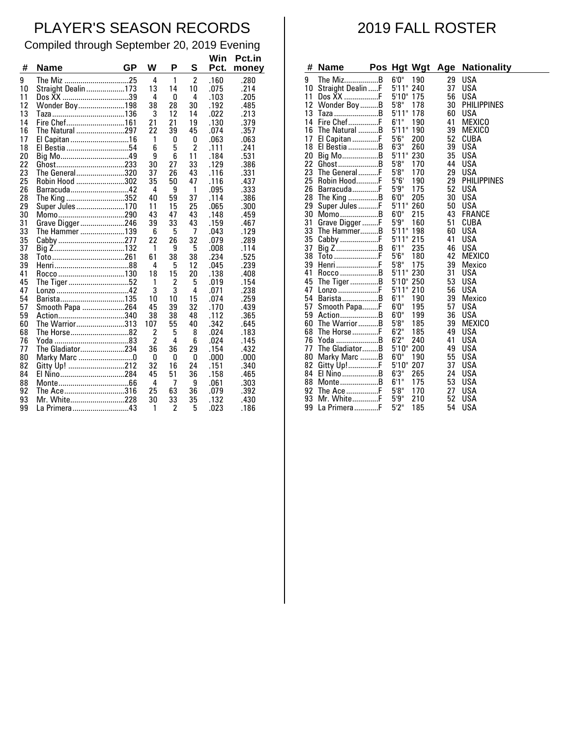# PLAYER'S SEASON RECORDS

Compiled through September 20, 2019 Evening

| # | Name | GP | W | P | S | Win Pct. | Pct.in money |
|---|---|---|---|---|---|---|---|
| 9 | The Miz | 25 | 4 | 1 | 2 | .160 | .280 |
| 10 | Straight Dealin | 173 | 13 | 14 | 10 | .075 | .214 |
| 11 | Dos XX | 39 | 4 | 0 | 4 | .103 | .205 |
| 12 | Wonder Boy | 198 | 38 | 28 | 30 | .192 | .485 |
| 13 | Taza | 136 | 3 | 12 | 14 | .022 | .213 |
| 14 | Fire Chef | 161 | 21 | 21 | 19 | .130 | .379 |
| 16 | The Natural | 297 | 22 | 39 | 45 | .074 | .357 |
| 17 | El Capitan | 16 | 1 | 0 | 0 | .063 | .063 |
| 18 | El Bestia | 54 | 6 | 5 | 2 | .111 | .241 |
| 20 | Big Mo | 49 | 9 | 6 | 11 | .184 | .531 |
| 22 | Ghost | 233 | 30 | 27 | 33 | .129 | .386 |
| 23 | The General | 320 | 37 | 26 | 43 | .116 | .331 |
| 25 | Robin Hood | 302 | 35 | 50 | 47 | .116 | .437 |
| 26 | Barracuda | 42 | 4 | 9 | 1 | .095 | .333 |
| 28 | The King | 352 | 40 | 59 | 37 | .114 | .386 |
| 29 | Super Jules | 170 | 11 | 15 | 25 | .065 | .300 |
| 30 | Momo | 290 | 43 | 47 | 43 | .148 | .459 |
| 31 | Grave Digger | 246 | 39 | 33 | 43 | .159 | .467 |
| 33 | The Hammer | 139 | 6 | 5 | 7 | .043 | .129 |
| 35 | Cabby | 277 | 22 | 26 | 32 | .079 | .289 |
| 37 | Big Z | 132 | 1 | 9 | 5 | .008 | .114 |
| 38 | Toto | 261 | 61 | 38 | 38 | .234 | .525 |
| 39 | Henri | 88 | 4 | 5 | 12 | .045 | .239 |
| 41 | Rocco | 130 | 18 | 15 | 20 | .138 | .408 |
| 45 | The Tiger | 52 | 1 | 2 | 5 | .019 | .154 |
| 47 | Lonzo | 42 | 3 | 3 | 4 | .071 | .238 |
| 54 | Barista | 135 | 10 | 10 | 15 | .074 | .259 |
| 57 | Smooth Papa | 264 | 45 | 39 | 32 | .170 | .439 |
| 59 | Action | 340 | 38 | 38 | 48 | .112 | .365 |
| 60 | The Warrior | 313 | 107 | 55 | 40 | .342 | .645 |
| 68 | The Horse | 82 | 2 | 5 | 8 | .024 | .183 |
| 76 | Yoda | 83 | 2 | 4 | 6 | .024 | .145 |
| 77 | The Gladiator | 234 | 36 | 36 | 29 | .154 | .432 |
| 80 | Marky Marc | 0 | 0 | 0 | 0 | .000 | .000 |
| 82 | Gitty Up! | 212 | 32 | 16 | 24 | .151 | .340 |
| 84 | El Nino | 284 | 45 | 51 | 36 | .158 | .465 |
| 88 | Monte | 66 | 4 | 7 | 9 | .061 | .303 |
| 92 | The Ace | 316 | 25 | 63 | 36 | .079 | .392 |
| 93 | Mr. White | 228 | 30 | 33 | 35 | .132 | .430 |
| 99 | La Primera | 43 | 1 | 2 | 5 | .023 | .186 |

# 2019 FALL ROSTER

| # | Name | Pos | Hgt | Wgt | Age | Nationality |
|---|---|---|---|---|---|---|
| 9 | The Miz | B | 6'0" | 190 | 29 | USA |
| 10 | Straight Dealin | F | 5'11" | 240 | 37 | USA |
| 11 | Dos XX | F | 5'10" | 175 | 56 | USA |
| 12 | Wonder Boy | B | 5'8" | 178 | 30 | PHILIPPINES |
| 13 | Taza | B | 5'11" | 178 | 60 | USA |
| 14 | Fire Chef | F | 6'1" | 190 | 41 | MEXICO |
| 16 | The Natural | B | 5'11" | 190 | 39 | MEXICO |
| 17 | El Capitan | F | 5'6" | 200 | 52 | CUBA |
| 18 | El Bestia | B | 6'3" | 260 | 39 | USA |
| 20 | Big Mo | B | 5'11" | 230 | 35 | USA |
| 22 | Ghost | B | 5'8" | 170 | 44 | USA |
| 23 | The General | F | 5'8" | 170 | 29 | USA |
| 25 | Robin Hood | F | 5"6' | 190 | 29 | PHILIPPINES |
| 26 | Barracuda | F | 5'9" | 175 | 52 | USA |
| 28 | The King | B | 6'0" | 205 | 30 | USA |
| 29 | Super Jules | F | 5'11" | 260 | 50 | USA |
| 30 | Momo | B | 6'0" | 215 | 43 | FRANCE |
| 31 | Grave Digger | F | 5'9" | 160 | 51 | CUBA |
| 33 | The Hammer | B | 5'11" | 198 | 60 | USA |
| 35 | Cabby | F | 5'11" | 215 | 41 | USA |
| 37 | Big Z | B | 6'1" | 235 | 46 | USA |
| 38 | Toto | F | 5'6" | 180 | 42 | MEXICO |
| 39 | Henri | F | 5'8" | 175 | 39 | Mexico |
| 41 | Rocco | B | 5'11" | 230 | 31 | USA |
| 45 | The Tiger | B | 5'10" | 250 | 53 | USA |
| 47 | Lonzo | F | 5'11" | 210 | 56 | USA |
| 54 | Barista | B | 6'1" | 190 | 39 | Mexico |
| 57 | Smooth Papa | F | 6'0" | 195 | 57 | USA |
| 59 | Action | B | 6'0" | 199 | 36 | USA |
| 60 | The Warrior | B | 5'8" | 185 | 39 | MEXICO |
| 68 | The Horse | F | 6'2" | 185 | 49 | USA |
| 76 | Yoda | B | 6'2" | 240 | 41 | USA |
| 77 | The Gladiator | B | 5'10" | 200 | 49 | USA |
| 80 | Marky Marc | B | 6'0" | 190 | 55 | USA |
| 82 | Gitty Up! | F | 5'10" | 207 | 37 | USA |
| 84 | El Nino | B | 6'3" | 265 | 24 | USA |
| 88 | Monte | B | 6'1" | 175 | 53 | USA |
| 92 | The Ace | F | 5'8" | 170 | 27 | USA |
| 93 | Mr. White | F | 5'9" | 210 | 52 | USA |
| 99 | La Primera | F | 5'2" | 185 | 54 | USA |